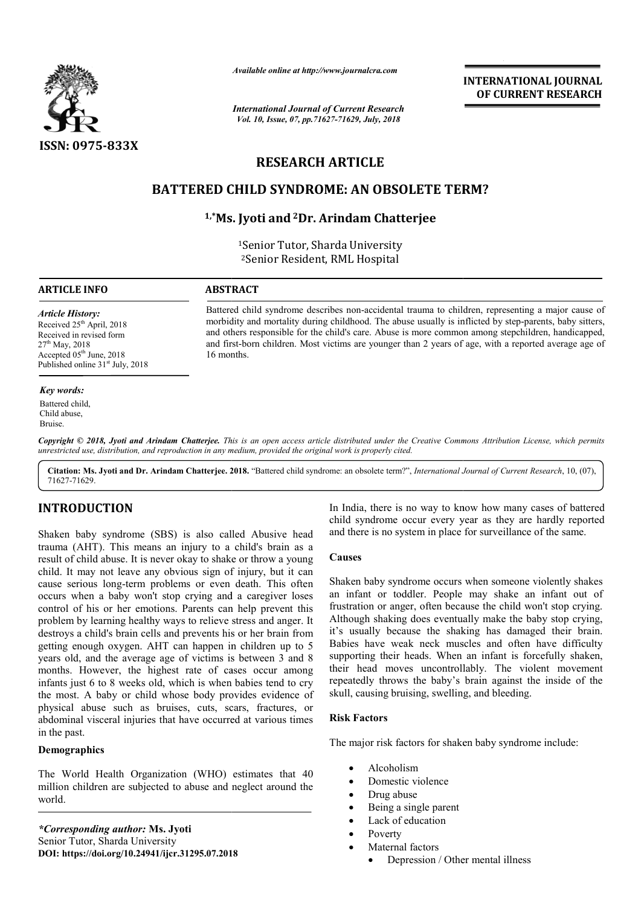*Available online at http://www.journalcra.com*

*International Journal of Current Research*
*Vol. 10, Issue, 07, pp.71627-71629, July, 2018*

**INTERNATIONAL JOURNAL OF CURRENT RESEARCH**

**ISSN: 0975-833X**

## RESEARCH ARTICLE

# BATTERED CHILD SYNDROME: AN OBSOLETE TERM?

**[1,*]Ms. Jyoti and [2]Dr. Arindam Chatterjee**

[1]Senior Tutor, Sharda University
[2]Senior Resident, RML Hospital

**ARTICLE INFO**

*Article History:*
Received 25th April, 2018
Received in revised form
27th May, 2018
Accepted 05th June, 2018
Published online 31st July, 2018

*Key words:*
Battered child,
Child abuse,
Bruise.

**ABSTRACT**

Battered child syndrome describes non-accidental trauma to children, representing a major cause of morbidity and mortality during childhood. The abuse usually is inflicted by step-parents, baby sitters, and others responsible for the child's care. Abuse is more common among stepchildren, handicapped, and first-born children. Most victims are younger than 2 years of age, with a reported average age of 16 months.

*Copyright © 2018, Jyoti and Arindam Chatterjee. This is an open access article distributed under the Creative Commons Attribution License, which permits unrestricted use, distribution, and reproduction in any medium, provided the original work is properly cited.*

**Citation: Ms. Jyoti and Dr. Arindam Chatterjee. 2018.** "Battered child syndrome: an obsolete term?", *International Journal of Current Research*, 10, (07), 71627-71629.

## INTRODUCTION

Shaken baby syndrome (SBS) is also called Abusive head trauma (AHT). This means an injury to a child's brain as a result of child abuse. It is never okay to shake or throw a young child. It may not leave any obvious sign of injury, but it can cause serious long-term problems or even death. This often occurs when a baby won't stop crying and a caregiver loses control of his or her emotions. Parents can help prevent this problem by learning healthy ways to relieve stress and anger. It destroys a child's brain cells and prevents his or her brain from getting enough oxygen. AHT can happen in children up to 5 years old, and the average age of victims is between 3 and 8 months. However, the highest rate of cases occur among infants just 6 to 8 weeks old, which is when babies tend to cry the most. A baby or child whose body provides evidence of physical abuse such as bruises, cuts, scars, fractures, or abdominal visceral injuries that have occurred at various times in the past.

### Demographics

The World Health Organization (WHO) estimates that 40 million children are subjected to abuse and neglect around the world.

In India, there is no way to know how many cases of battered child syndrome occur every year as they are hardly reported and there is no system in place for surveillance of the same.

### Causes

Shaken baby syndrome occurs when someone violently shakes an infant or toddler. People may shake an infant out of frustration or anger, often because the child won't stop crying. Although shaking does eventually make the baby stop crying, it's usually because the shaking has damaged their brain. Babies have weak neck muscles and often have difficulty supporting their heads. When an infant is forcefully shaken, their head moves uncontrollably. The violent movement repeatedly throws the baby's brain against the inside of the skull, causing bruising, swelling, and bleeding.

### Risk Factors

The major risk factors for shaken baby syndrome include:

- Alcoholism
- Domestic violence
- Drug abuse
- Being a single parent
- Lack of education
- Poverty
- Maternal factors
  - Depression / Other mental illness

*\*Corresponding author:* **Ms. Jyoti**
Senior Tutor, Sharda University
**DOI: https://doi.org/10.24941/ijcr.31295.07.2018**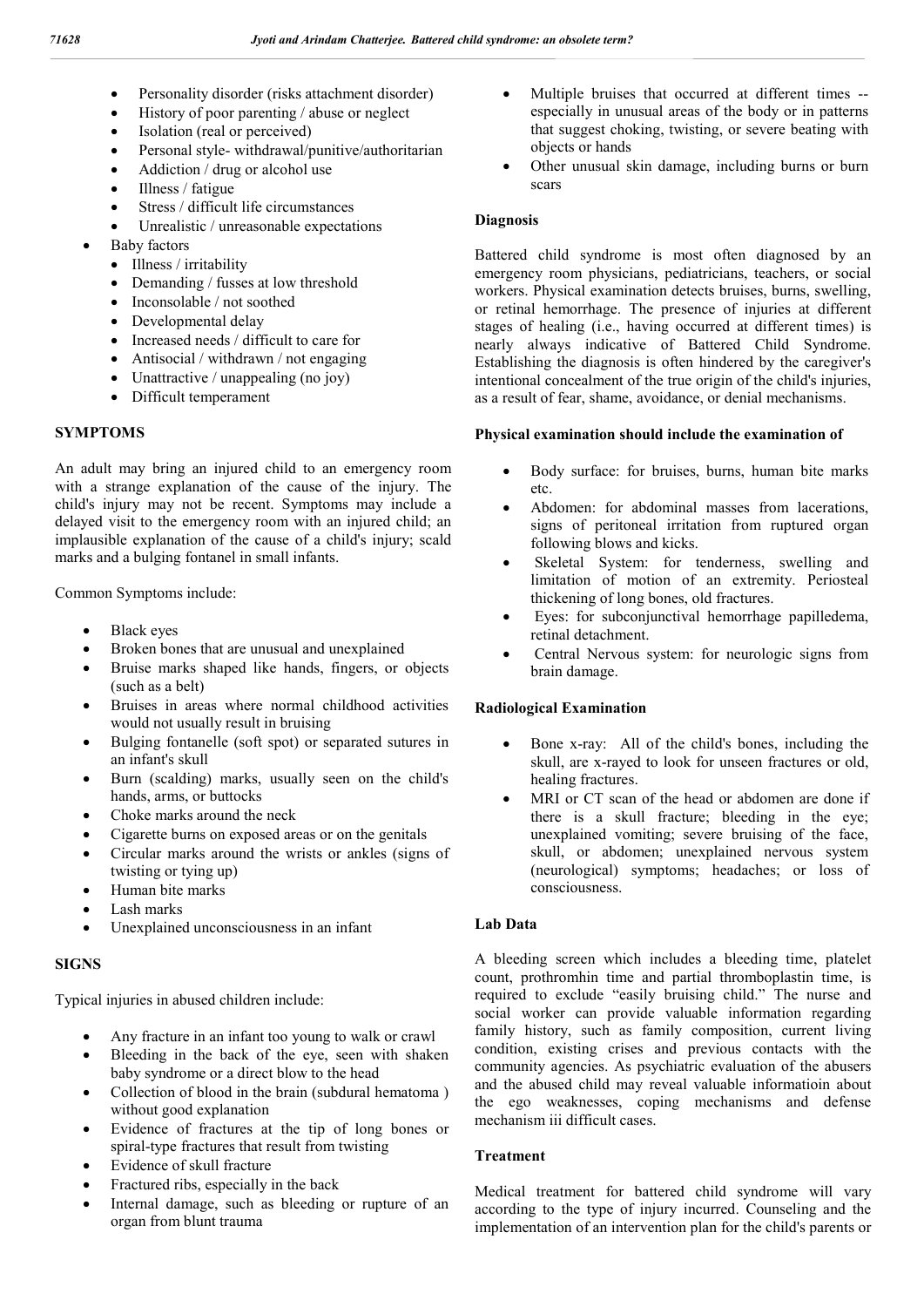- Personality disorder (risks attachment disorder)
- History of poor parenting / abuse or neglect
- Isolation (real or perceived)
- Personal style- withdrawal/punitive/authoritarian
- Addiction / drug or alcohol use
- Illness / fatigue
- Stress / difficult life circumstances
- Unrealistic / unreasonable expectations
- Baby factors
  - Illness / irritability
  - Demanding / fusses at low threshold
  - Inconsolable / not soothed
  - Developmental delay
  - Increased needs / difficult to care for
  - Antisocial / withdrawn / not engaging
  - Unattractive / unappealing (no joy)
  - Difficult temperament

## SYMPTOMS

An adult may bring an injured child to an emergency room with a strange explanation of the cause of the injury. The child's injury may not be recent. Symptoms may include a delayed visit to the emergency room with an injured child; an implausible explanation of the cause of a child's injury; scald marks and a bulging fontanel in small infants.

Common Symptoms include:

- Black eyes
- Broken bones that are unusual and unexplained
- Bruise marks shaped like hands, fingers, or objects (such as a belt)
- Bruises in areas where normal childhood activities would not usually result in bruising
- Bulging fontanelle (soft spot) or separated sutures in an infant's skull
- Burn (scalding) marks, usually seen on the child's hands, arms, or buttocks
- Choke marks around the neck
- Cigarette burns on exposed areas or on the genitals
- Circular marks around the wrists or ankles (signs of twisting or tying up)
- Human bite marks
- Lash marks
- Unexplained unconsciousness in an infant

## SIGNS

Typical injuries in abused children include:

- Any fracture in an infant too young to walk or crawl
- Bleeding in the back of the eye, seen with shaken baby syndrome or a direct blow to the head
- Collection of blood in the brain (subdural hematoma ) without good explanation
- Evidence of fractures at the tip of long bones or spiral-type fractures that result from twisting
- Evidence of skull fracture
- Fractured ribs, especially in the back
- Internal damage, such as bleeding or rupture of an organ from blunt trauma
- Multiple bruises that occurred at different times -- especially in unusual areas of the body or in patterns that suggest choking, twisting, or severe beating with objects or hands
- Other unusual skin damage, including burns or burn scars

### Diagnosis

Battered child syndrome is most often diagnosed by an emergency room physicians, pediatricians, teachers, or social workers. Physical examination detects bruises, burns, swelling, or retinal hemorrhage. The presence of injuries at different stages of healing (i.e., having occurred at different times) is nearly always indicative of Battered Child Syndrome. Establishing the diagnosis is often hindered by the caregiver's intentional concealment of the true origin of the child's injuries, as a result of fear, shame, avoidance, or denial mechanisms.

### Physical examination should include the examination of

- Body surface: for bruises, burns, human bite marks etc.
- Abdomen: for abdominal masses from lacerations, signs of peritoneal irritation from ruptured organ following blows and kicks.
- Skeletal System: for tenderness, swelling and limitation of motion of an extremity. Periosteal thickening of long bones, old fractures.
- Eyes: for subconjunctival hemorrhage papilledema, retinal detachment.
- Central Nervous system: for neurologic signs from brain damage.

### Radiological Examination

- Bone x-ray: All of the child's bones, including the skull, are x-rayed to look for unseen fractures or old, healing fractures.
- MRI or CT scan of the head or abdomen are done if there is a skull fracture; bleeding in the eye; unexplained vomiting; severe bruising of the face, skull, or abdomen; unexplained nervous system (neurological) symptoms; headaches; or loss of consciousness.

### Lab Data

A bleeding screen which includes a bleeding time, platelet count, prothromhin time and partial thromboplastin time, is required to exclude "easily bruising child." The nurse and social worker can provide valuable information regarding family history, such as family composition, current living condition, existing crises and previous contacts with the community agencies. As psychiatric evaluation of the abusers and the abused child may reveal valuable informatioin about the ego weaknesses, coping mechanisms and defense mechanism iii difficult cases.

### Treatment

Medical treatment for battered child syndrome will vary according to the type of injury incurred. Counseling and the implementation of an intervention plan for the child's parents or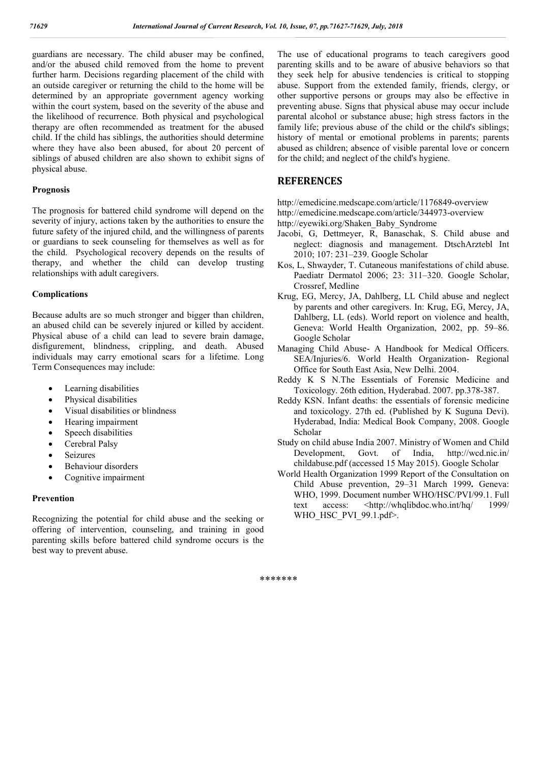guardians are necessary. The child abuser may be confined, and/or the abused child removed from the home to prevent further harm. Decisions regarding placement of the child with an outside caregiver or returning the child to the home will be determined by an appropriate government agency working within the court system, based on the severity of the abuse and the likelihood of recurrence. Both physical and psychological therapy are often recommended as treatment for the abused child. If the child has siblings, the authorities should determine where they have also been abused, for about 20 percent of siblings of abused children are also shown to exhibit signs of physical abuse.

### Prognosis

The prognosis for battered child syndrome will depend on the severity of injury, actions taken by the authorities to ensure the future safety of the injured child, and the willingness of parents or guardians to seek counseling for themselves as well as for the child. Psychological recovery depends on the results of therapy, and whether the child can develop trusting relationships with adult caregivers.

### Complications

Because adults are so much stronger and bigger than children, an abused child can be severely injured or killed by accident. Physical abuse of a child can lead to severe brain damage, disfigurement, blindness, crippling, and death. Abused individuals may carry emotional scars for a lifetime. Long Term Consequences may include:

- Learning disabilities
- Physical disabilities
- Visual disabilities or blindness
- Hearing impairment
- Speech disabilities
- Cerebral Palsy
- Seizures
- Behaviour disorders
- Cognitive impairment

### Prevention

Recognizing the potential for child abuse and the seeking or offering of intervention, counseling, and training in good parenting skills before battered child syndrome occurs is the best way to prevent abuse.

The use of educational programs to teach caregivers good parenting skills and to be aware of abusive behaviors so that they seek help for abusive tendencies is critical to stopping abuse. Support from the extended family, friends, clergy, or other supportive persons or groups may also be effective in preventing abuse. Signs that physical abuse may occur include parental alcohol or substance abuse; high stress factors in the family life; previous abuse of the child or the child's siblings; history of mental or emotional problems in parents; parents abused as children; absence of visible parental love or concern for the child; and neglect of the child's hygiene.

## REFERENCES

http://emedicine.medscape.com/article/1176849-overview

http://emedicine.medscape.com/article/344973-overview

http://eyewiki.org/Shaken_Baby_Syndrome

Jacobi, G, Dettmeyer, R, Banaschak, S. Child abuse and neglect: diagnosis and management. DtschArztebl Int 2010; 107: 231–239. Google Scholar

Kos, L, Shwayder, T. Cutaneous manifestations of child abuse. Paediatr Dermatol 2006; 23: 311–320. Google Scholar, Crossref, Medline

Krug, EG, Mercy, JA, Dahlberg, LL Child abuse and neglect by parents and other caregivers. In: Krug, EG, Mercy, JA, Dahlberg, LL (eds). World report on violence and health, Geneva: World Health Organization, 2002, pp. 59–86. Google Scholar

Managing Child Abuse- A Handbook for Medical Officers. SEA/Injuries/6. World Health Organization- Regional Office for South East Asia, New Delhi. 2004.

Reddy K S N.The Essentials of Forensic Medicine and Toxicology. 26th edition, Hyderabad. 2007. pp.378-387.

Reddy KSN. Infant deaths: the essentials of forensic medicine and toxicology. 27th ed. (Published by K Suguna Devi). Hyderabad, India: Medical Book Company, 2008. Google Scholar

Study on child abuse India 2007. Ministry of Women and Child Development, Govt. of India, http://wcd.nic.in/childabuse.pdf (accessed 15 May 2015). Google Scholar

World Health Organization 1999 Report of the Consultation on Child Abuse prevention, 29–31 March 1999**.** Geneva: WHO, 1999. Document number WHO/HSC/PVI/99.1. Full text access: <http://whqlibdoc.who.int/hq/ 1999/ WHO_HSC_PVI_99.1.pdf>.

*******